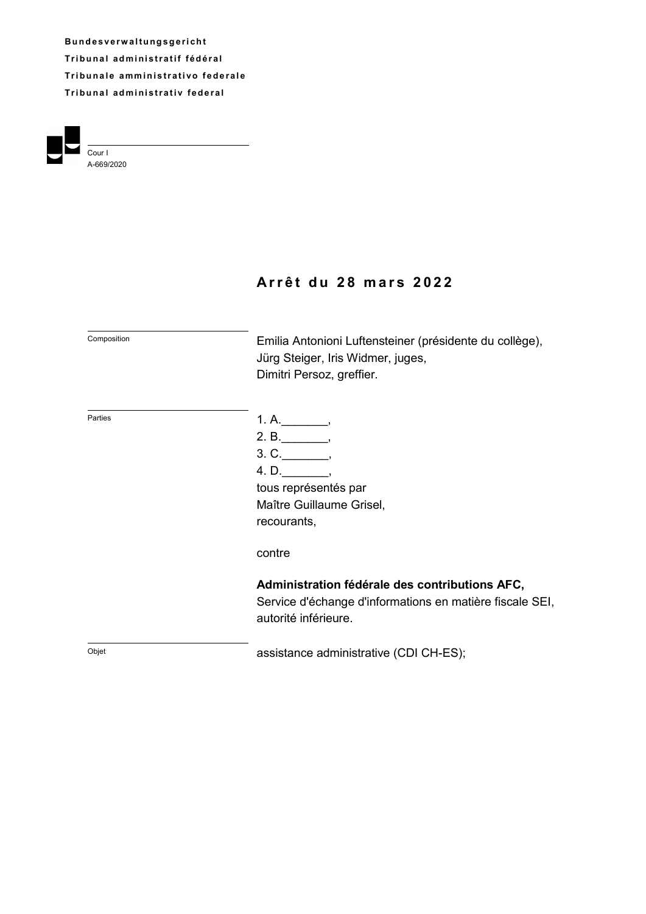**Bundesverwaltungsgericht**
**Tribunal administratif fédéral**
**Tribunale amministrativo federale**
**Tribunal administrativ federal**

Cour I
A-669/2020

# Arrêt du 28 mars 2022

Composition

Emilia Antonioni Luftensteiner (présidente du collège),
Jürg Steiger, Iris Widmer, juges,
Dimitri Persoz, greffier.

Parties

1. A._______,
2. B._______,
3. C._______,
4. D._______,
tous représentés par
Maître Guillaume Grisel,
recourants,

contre

**Administration fédérale des contributions AFC,**
Service d'échange d'informations en matière fiscale SEI,
autorité inférieure.

Objet

assistance administrative (CDI CH-ES);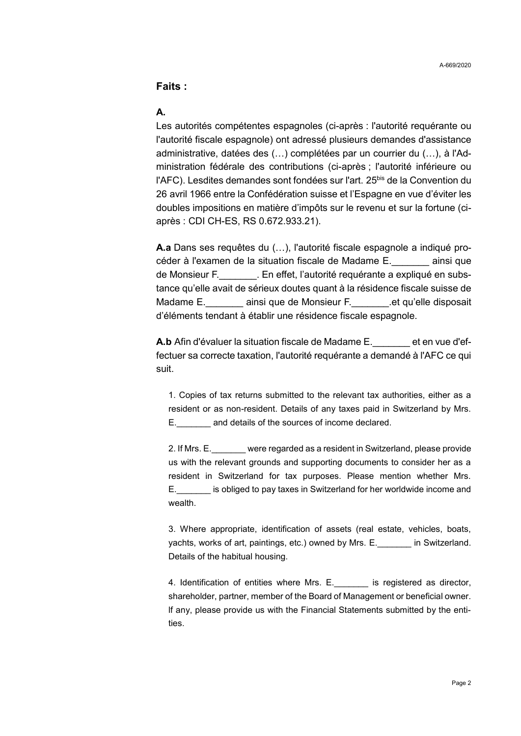## Faits :

**A.**

Les autorités compétentes espagnoles (ci-après : l'autorité requérante ou l'autorité fiscale espagnole) ont adressé plusieurs demandes d'assistance administrative, datées des (…) complétées par un courrier du (…), à l'Administration fédérale des contributions (ci-après ; l'autorité inférieure ou l'AFC). Lesdites demandes sont fondées sur l'art. 25[bis] de la Convention du 26 avril 1966 entre la Confédération suisse et l’Espagne en vue d’éviter les doubles impositions en matière d’impôts sur le revenu et sur la fortune (ci-après : CDI CH-ES, RS 0.672.933.21).

**A.a** Dans ses requêtes du (…), l'autorité fiscale espagnole a indiqué procéder à l'examen de la situation fiscale de Madame E._______ ainsi que de Monsieur F._______. En effet, l’autorité requérante a expliqué en substance qu’elle avait de sérieux doutes quant à la résidence fiscale suisse de Madame E._______ ainsi que de Monsieur F._______.et qu’elle disposait d’éléments tendant à établir une résidence fiscale espagnole.

**A.b** Afin d'évaluer la situation fiscale de Madame E._______ et en vue d'effectuer sa correcte taxation, l'autorité requérante a demandé à l'AFC ce qui suit.

> 1. Copies of tax returns submitted to the relevant tax authorities, either as a resident or as non-resident. Details of any taxes paid in Switzerland by Mrs. E._______ and details of the sources of income declared.
>
> 2. If Mrs. E._______ were regarded as a resident in Switzerland, please provide us with the relevant grounds and supporting documents to consider her as a resident in Switzerland for tax purposes. Please mention whether Mrs. E._______ is obliged to pay taxes in Switzerland for her worldwide income and wealth.
>
> 3. Where appropriate, identification of assets (real estate, vehicles, boats, yachts, works of art, paintings, etc.) owned by Mrs. E._______ in Switzerland. Details of the habitual housing.
>
> 4. Identification of entities where Mrs. E._______ is registered as director, shareholder, partner, member of the Board of Management or beneficial owner. If any, please provide us with the Financial Statements submitted by the entities.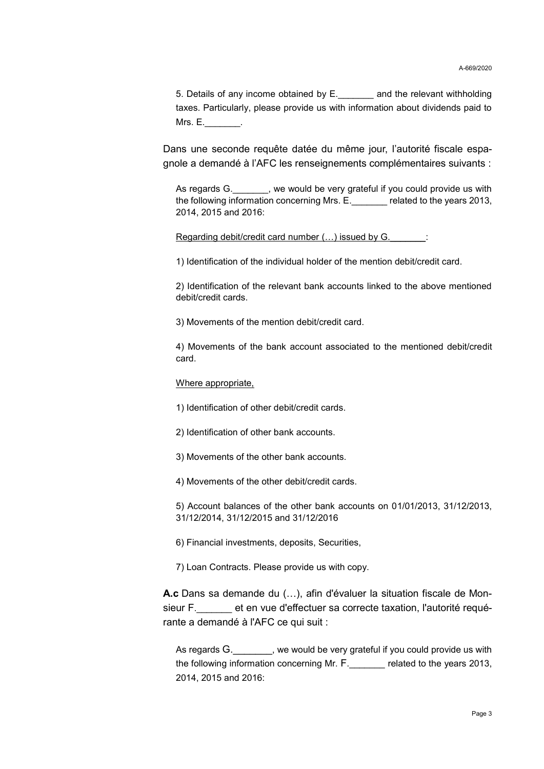> 5. Details of any income obtained by E._______ and the relevant withholding taxes. Particularly, please provide us with information about dividends paid to Mrs. E._______.

Dans une seconde requête datée du même jour, l'autorité fiscale espagnole a demandé à l'AFC les renseignements complémentaires suivants :

> As regards G._______, we would be very grateful if you could provide us with the following information concerning Mrs. E._______ related to the years 2013, 2014, 2015 and 2016:
>
> Regarding debit/credit card number (…) issued by G._______:
>
> 1) Identification of the individual holder of the mention debit/credit card.
>
> 2) Identification of the relevant bank accounts linked to the above mentioned debit/credit cards.
>
> 3) Movements of the mention debit/credit card.
>
> 4) Movements of the bank account associated to the mentioned debit/credit card.
>
> Where appropriate,
>
> 1) Identification of other debit/credit cards.
>
> 2) Identification of other bank accounts.
>
> 3) Movements of the other bank accounts.
>
> 4) Movements of the other debit/credit cards.
>
> 5) Account balances of the other bank accounts on 01/01/2013, 31/12/2013, 31/12/2014, 31/12/2015 and 31/12/2016
>
> 6) Financial investments, deposits, Securities,
>
> 7) Loan Contracts. Please provide us with copy.

**A.c** Dans sa demande du (…), afin d'évaluer la situation fiscale de Monsieur F._______ et en vue d'effectuer sa correcte taxation, l'autorité requérante a demandé à l'AFC ce qui suit :

> As regards G._______, we would be very grateful if you could provide us with the following information concerning Mr. F._______ related to the years 2013, 2014, 2015 and 2016: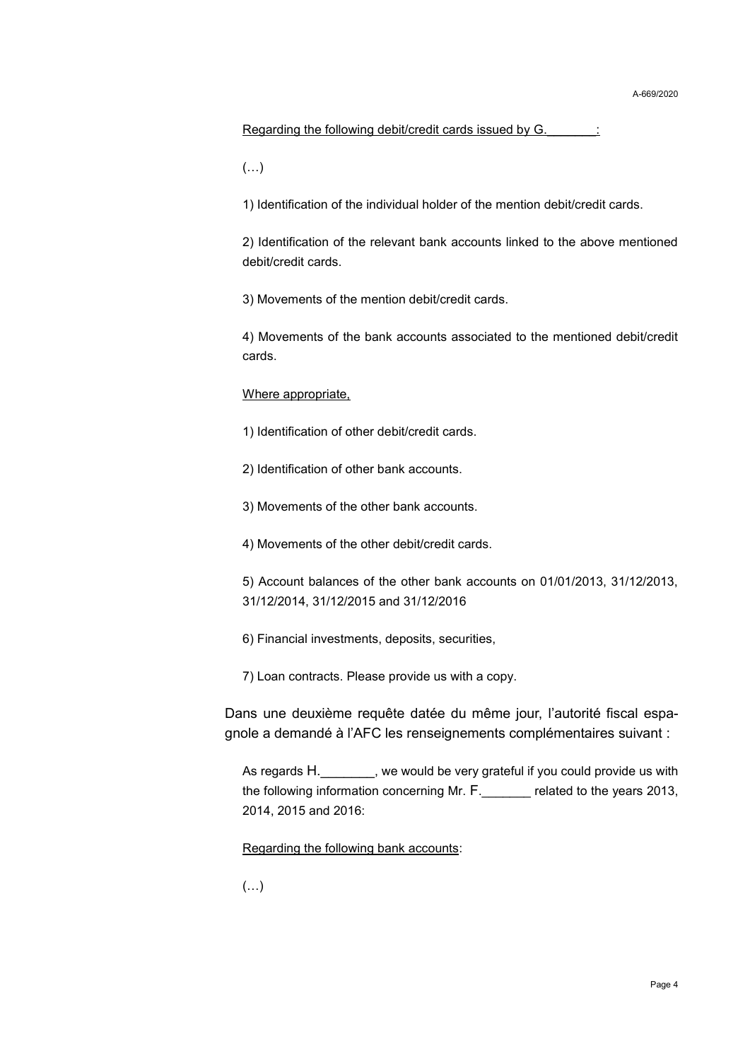Regarding the following debit/credit cards issued by G._______:

(…)

1) Identification of the individual holder of the mention debit/credit cards.

2) Identification of the relevant bank accounts linked to the above mentioned debit/credit cards.

3) Movements of the mention debit/credit cards.

4) Movements of the bank accounts associated to the mentioned debit/credit cards.

Where appropriate,

1) Identification of other debit/credit cards.

2) Identification of other bank accounts.

3) Movements of the other bank accounts.

4) Movements of the other debit/credit cards.

5) Account balances of the other bank accounts on 01/01/2013, 31/12/2013, 31/12/2014, 31/12/2015 and 31/12/2016

6) Financial investments, deposits, securities,

7) Loan contracts. Please provide us with a copy.

Dans une deuxième requête datée du même jour, l'autorité fiscal espagnole a demandé à l'AFC les renseignements complémentaires suivant :

As regards H._______, we would be very grateful if you could provide us with the following information concerning Mr. F._______ related to the years 2013, 2014, 2015 and 2016:

Regarding the following bank accounts:

(…)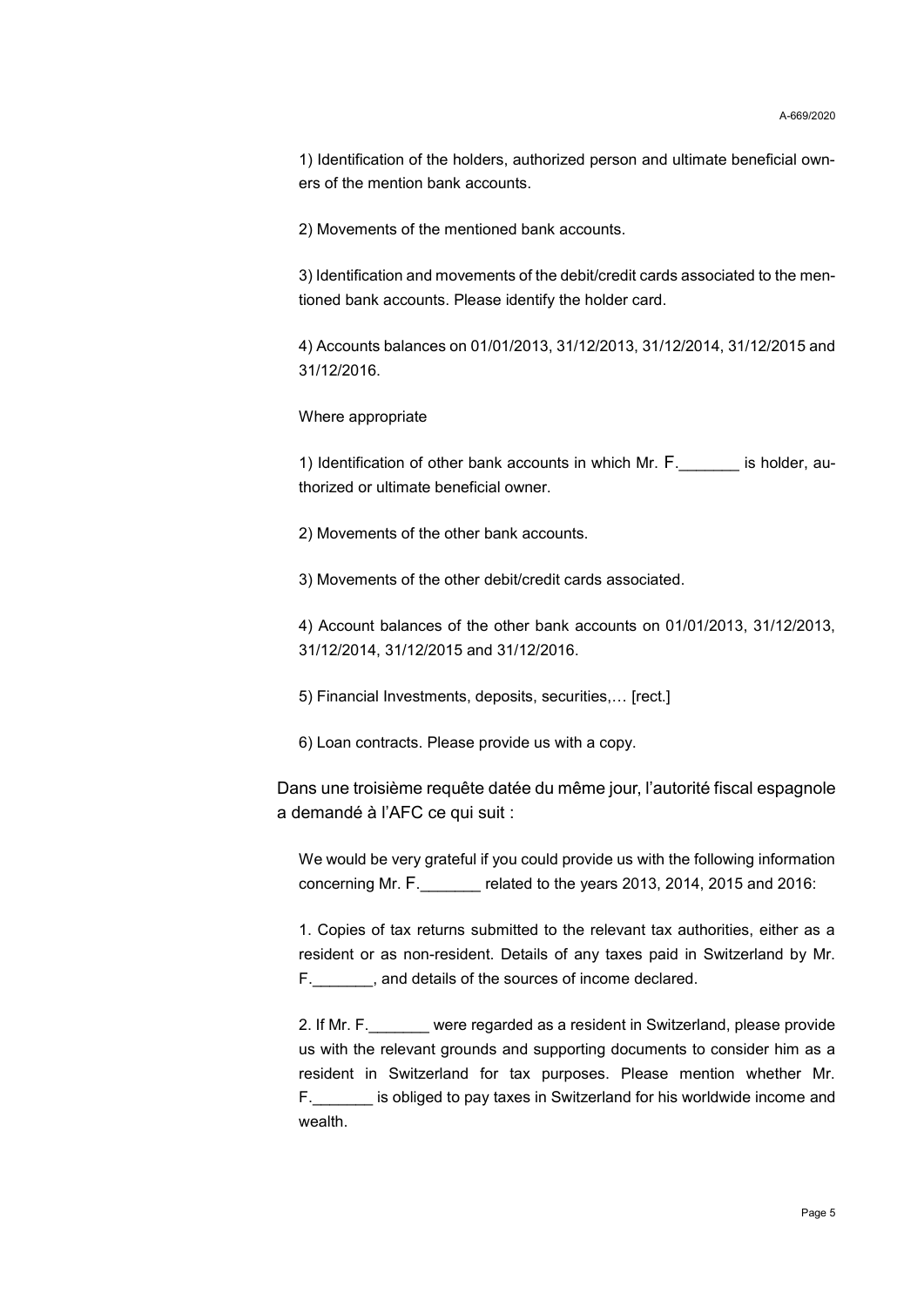1) Identification of the holders, authorized person and ultimate beneficial owners of the mention bank accounts.

2) Movements of the mentioned bank accounts.

3) Identification and movements of the debit/credit cards associated to the mentioned bank accounts. Please identify the holder card.

4) Accounts balances on 01/01/2013, 31/12/2013, 31/12/2014, 31/12/2015 and 31/12/2016.

Where appropriate

1) Identification of other bank accounts in which Mr. F._______ is holder, authorized or ultimate beneficial owner.

2) Movements of the other bank accounts.

3) Movements of the other debit/credit cards associated.

4) Account balances of the other bank accounts on 01/01/2013, 31/12/2013, 31/12/2014, 31/12/2015 and 31/12/2016.

5) Financial Investments, deposits, securities,… [rect.]

6) Loan contracts. Please provide us with a copy.

Dans une troisième requête datée du même jour, l'autorité fiscal espagnole a demandé à l'AFC ce qui suit :

We would be very grateful if you could provide us with the following information concerning Mr. F._______ related to the years 2013, 2014, 2015 and 2016:

1. Copies of tax returns submitted to the relevant tax authorities, either as a resident or as non-resident. Details of any taxes paid in Switzerland by Mr. F._______, and details of the sources of income declared.

2. If Mr. F._______ were regarded as a resident in Switzerland, please provide us with the relevant grounds and supporting documents to consider him as a resident in Switzerland for tax purposes. Please mention whether Mr. F._______ is obliged to pay taxes in Switzerland for his worldwide income and wealth.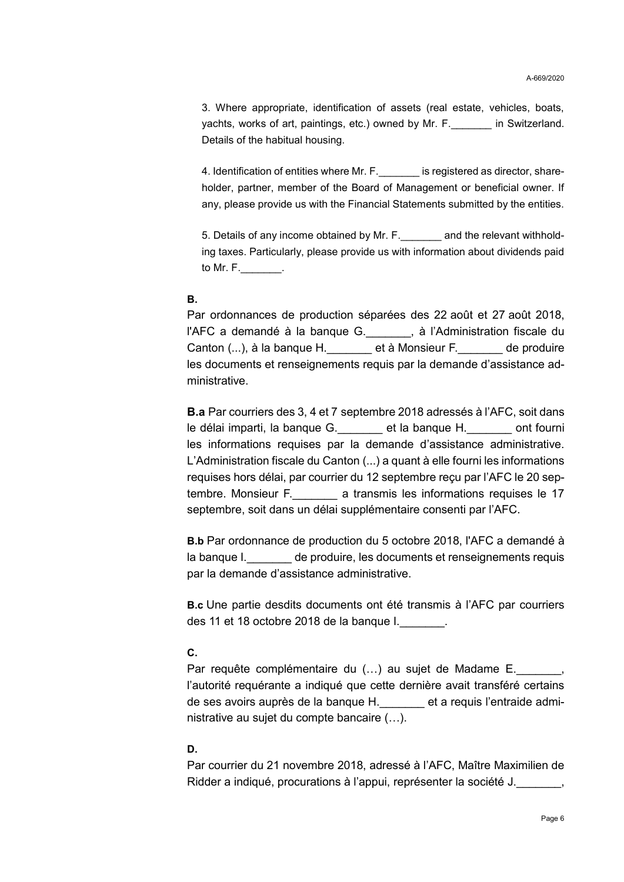3. Where appropriate, identification of assets (real estate, vehicles, boats, yachts, works of art, paintings, etc.) owned by Mr. F._______ in Switzerland. Details of the habitual housing.

4. Identification of entities where Mr. F._______ is registered as director, shareholder, partner, member of the Board of Management or beneficial owner. If any, please provide us with the Financial Statements submitted by the entities.

5. Details of any income obtained by Mr. F._______ and the relevant withholding taxes. Particularly, please provide us with information about dividends paid to Mr. F._______.

**B.**

Par ordonnances de production séparées des 22 août et 27 août 2018, l'AFC a demandé à la banque G._______, à l'Administration fiscale du Canton (...), à la banque H._______ et à Monsieur F._______ de produire les documents et renseignements requis par la demande d'assistance administrative.

**B.a** Par courriers des 3, 4 et 7 septembre 2018 adressés à l'AFC, soit dans le délai imparti, la banque G._______ et la banque H._______ ont fourni les informations requises par la demande d'assistance administrative. L'Administration fiscale du Canton (...) a quant à elle fourni les informations requises hors délai, par courrier du 12 septembre reçu par l'AFC le 20 septembre. Monsieur F._______ a transmis les informations requises le 17 septembre, soit dans un délai supplémentaire consenti par l'AFC.

**B.b** Par ordonnance de production du 5 octobre 2018, l'AFC a demandé à la banque I._______ de produire, les documents et renseignements requis par la demande d'assistance administrative.

**B.c** Une partie desdits documents ont été transmis à l'AFC par courriers des 11 et 18 octobre 2018 de la banque I._______.

**C.**

Par requête complémentaire du (…) au sujet de Madame E._______, l'autorité requérante a indiqué que cette dernière avait transféré certains de ses avoirs auprès de la banque H._______ et a requis l'entraide administrative au sujet du compte bancaire (…).

**D.**

Par courrier du 21 novembre 2018, adressé à l'AFC, Maître Maximilien de Ridder a indiqué, procurations à l'appui, représenter la société J._______,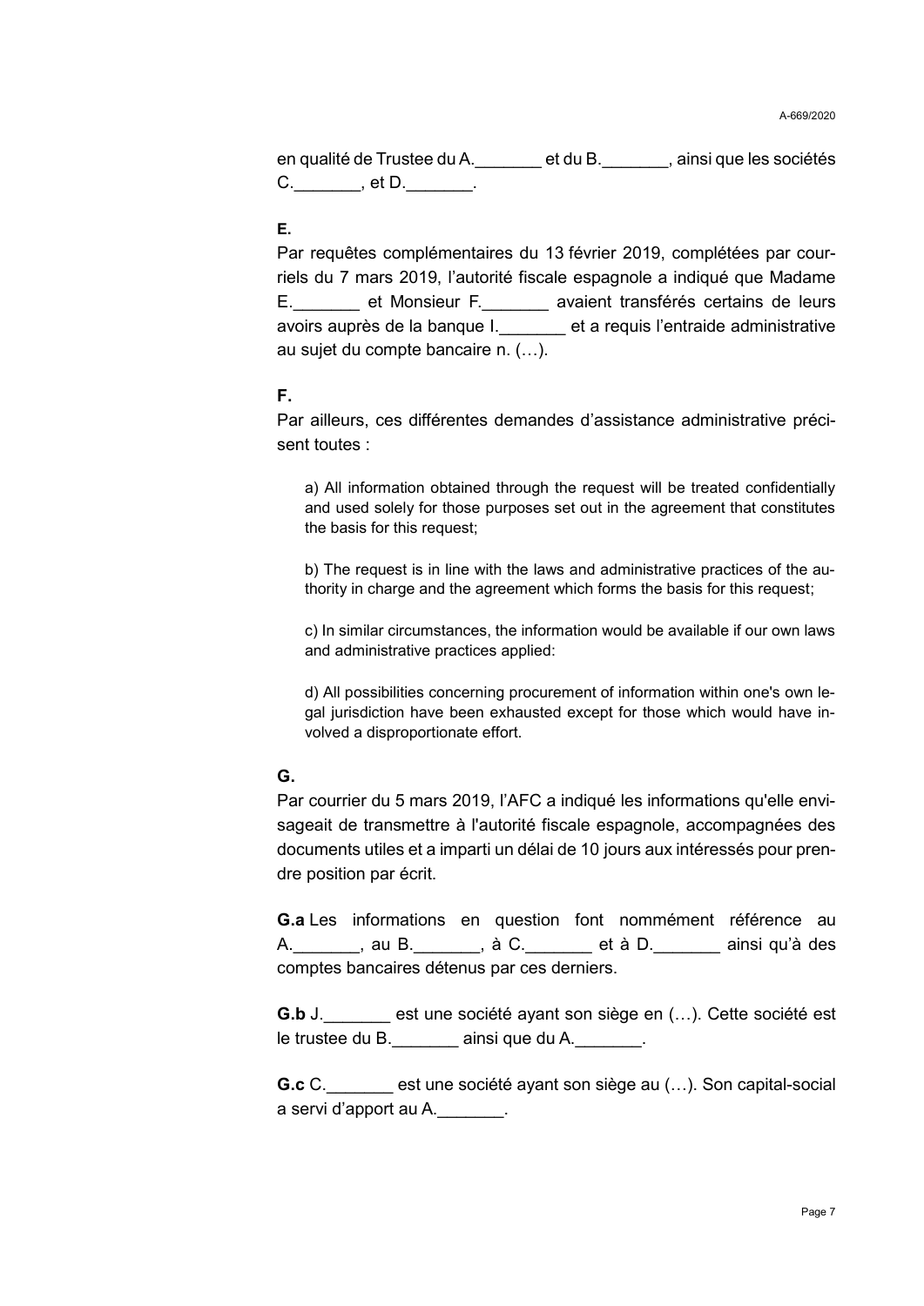en qualité de Trustee du A._______ et du B._______, ainsi que les sociétés C._______, et D._______.

**E.**

Par requêtes complémentaires du 13 février 2019, complétées par courriels du 7 mars 2019, l'autorité fiscale espagnole a indiqué que Madame E._______ et Monsieur F._______ avaient transférés certains de leurs avoirs auprès de la banque I._______ et a requis l'entraide administrative au sujet du compte bancaire n. (…).

**F.**

Par ailleurs, ces différentes demandes d'assistance administrative précisent toutes :

> a) All information obtained through the request will be treated confidentially and used solely for those purposes set out in the agreement that constitutes the basis for this request;
>
> b) The request is in line with the laws and administrative practices of the authority in charge and the agreement which forms the basis for this request;
>
> c) In similar circumstances, the information would be available if our own laws and administrative practices applied:
>
> d) All possibilities concerning procurement of information within one's own legal jurisdiction have been exhausted except for those which would have involved a disproportionate effort.

**G.**

Par courrier du 5 mars 2019, l'AFC a indiqué les informations qu'elle envisageait de transmettre à l'autorité fiscale espagnole, accompagnées des documents utiles et a imparti un délai de 10 jours aux intéressés pour prendre position par écrit.

**G.a** Les informations en question font nommément référence au A._______, au B._______, à C._______ et à D._______ ainsi qu'à des comptes bancaires détenus par ces derniers.

**G.b** J._______ est une société ayant son siège en (…). Cette société est le trustee du B._______ ainsi que du A._______.

**G.c** C._______ est une société ayant son siège au (…). Son capital-social a servi d'apport au A._______.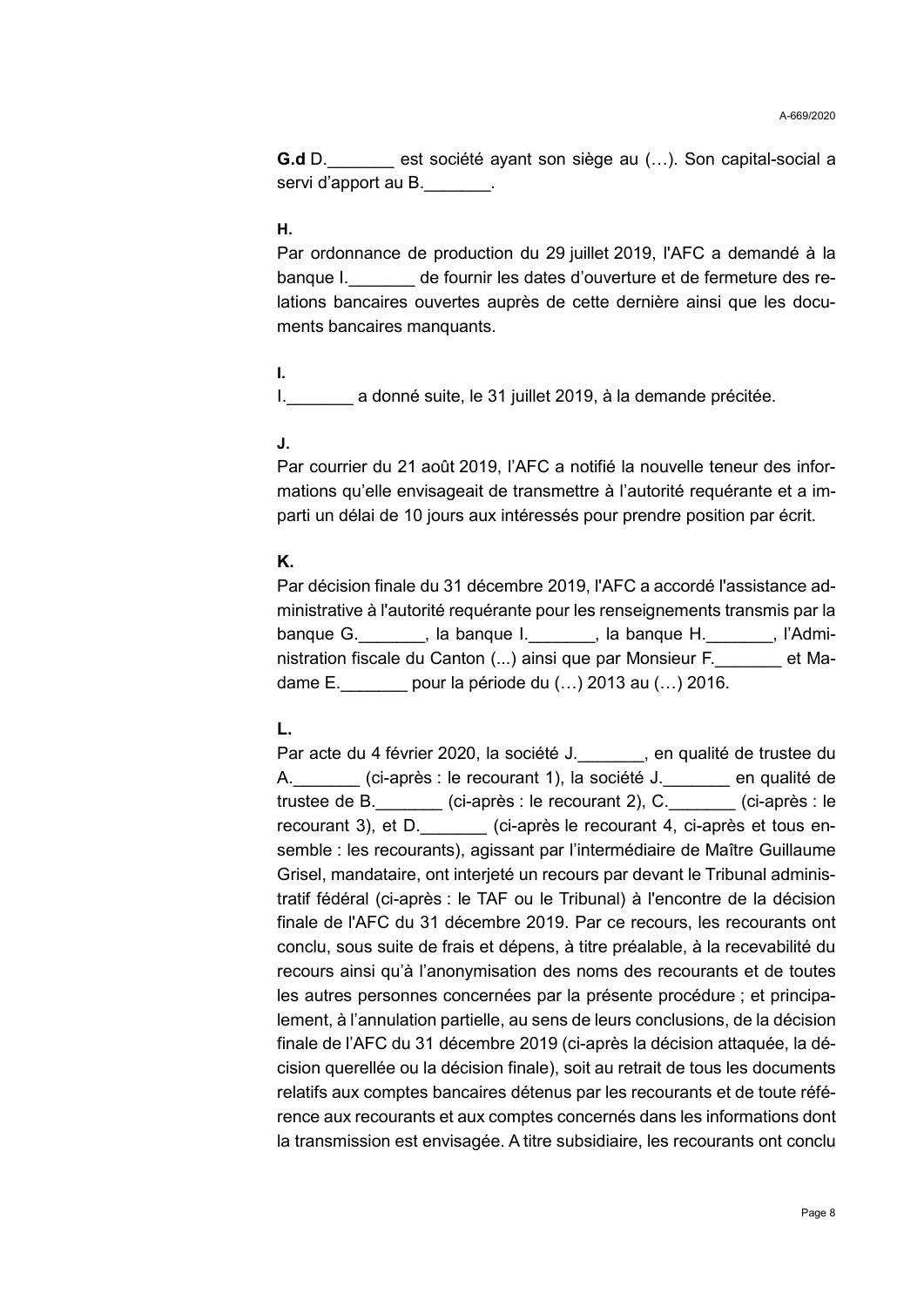**G.d** D._______ est société ayant son siège au (…). Son capital-social a servi d'apport au B._______.

**H.**

Par ordonnance de production du 29 juillet 2019, l'AFC a demandé à la banque I._______ de fournir les dates d'ouverture et de fermeture des relations bancaires ouvertes auprès de cette dernière ainsi que les documents bancaires manquants.

**I.**

I._______ a donné suite, le 31 juillet 2019, à la demande précitée.

**J.**

Par courrier du 21 août 2019, l'AFC a notifié la nouvelle teneur des informations qu'elle envisageait de transmettre à l'autorité requérante et a imparti un délai de 10 jours aux intéressés pour prendre position par écrit.

**K.**

Par décision finale du 31 décembre 2019, l'AFC a accordé l'assistance administrative à l'autorité requérante pour les renseignements transmis par la banque G._______, la banque I._______, la banque H._______, l'Administration fiscale du Canton (...) ainsi que par Monsieur F._______ et Madame E._______ pour la période du (…) 2013 au (…) 2016.

**L.**

Par acte du 4 février 2020, la société J._______, en qualité de trustee du A._______ (ci-après : le recourant 1), la société J._______ en qualité de trustee de B._______ (ci-après : le recourant 2), C._______ (ci-après : le recourant 3), et D._______ (ci-après le recourant 4, ci-après et tous ensemble : les recourants), agissant par l'intermédiaire de Maître Guillaume Grisel, mandataire, ont interjeté un recours par devant le Tribunal administratif fédéral (ci-après : le TAF ou le Tribunal) à l'encontre de la décision finale de l'AFC du 31 décembre 2019. Par ce recours, les recourants ont conclu, sous suite de frais et dépens, à titre préalable, à la recevabilité du recours ainsi qu'à l'anonymisation des noms des recourants et de toutes les autres personnes concernées par la présente procédure ; et principalement, à l'annulation partielle, au sens de leurs conclusions, de la décision finale de l'AFC du 31 décembre 2019 (ci-après la décision attaquée, la décision querellée ou la décision finale), soit au retrait de tous les documents relatifs aux comptes bancaires détenus par les recourants et de toute référence aux recourants et aux comptes concernés dans les informations dont la transmission est envisagée. A titre subsidiaire, les recourants ont conclu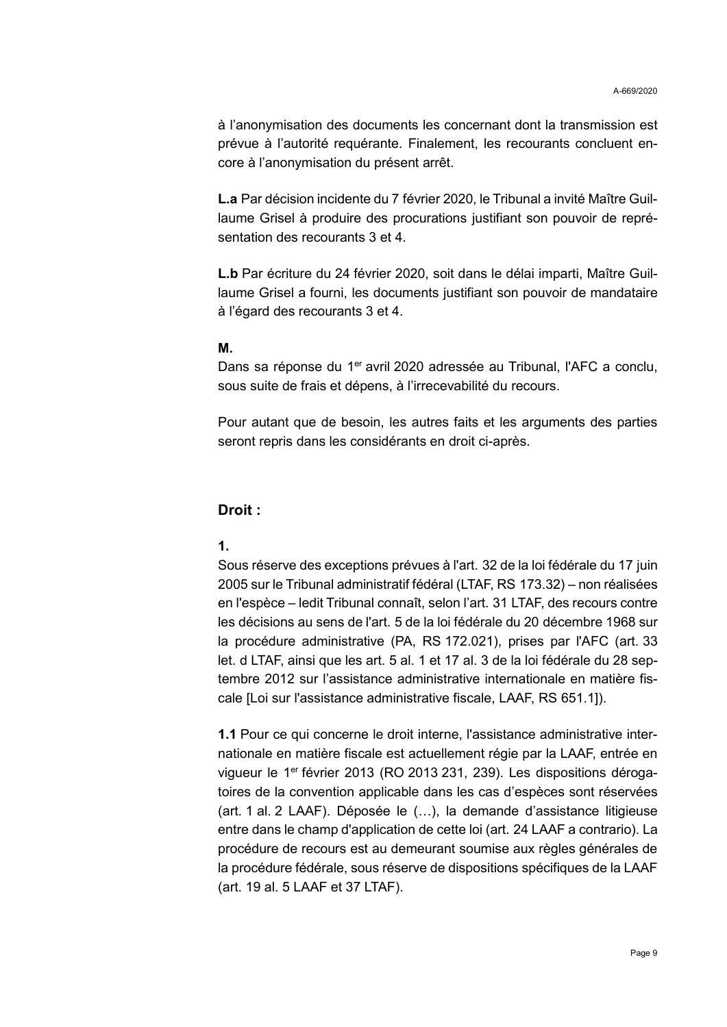à l'anonymisation des documents les concernant dont la transmission est prévue à l'autorité requérante. Finalement, les recourants concluent encore à l'anonymisation du présent arrêt.

**L.a** Par décision incidente du 7 février 2020, le Tribunal a invité Maître Guillaume Grisel à produire des procurations justifiant son pouvoir de représentation des recourants 3 et 4.

**L.b** Par écriture du 24 février 2020, soit dans le délai imparti, Maître Guillaume Grisel a fourni, les documents justifiant son pouvoir de mandataire à l'égard des recourants 3 et 4.

**M.**

Dans sa réponse du 1er avril 2020 adressée au Tribunal, l'AFC a conclu, sous suite de frais et dépens, à l'irrecevabilité du recours.

Pour autant que de besoin, les autres faits et les arguments des parties seront repris dans les considérants en droit ci-après.

## Droit :

**1.**

Sous réserve des exceptions prévues à l'art. 32 de la loi fédérale du 17 juin 2005 sur le Tribunal administratif fédéral (LTAF, RS 173.32) – non réalisées en l'espèce – ledit Tribunal connaît, selon l'art. 31 LTAF, des recours contre les décisions au sens de l'art. 5 de la loi fédérale du 20 décembre 1968 sur la procédure administrative (PA, RS 172.021), prises par l'AFC (art. 33 let. d LTAF, ainsi que les art. 5 al. 1 et 17 al. 3 de la loi fédérale du 28 septembre 2012 sur l'assistance administrative internationale en matière fiscale [Loi sur l'assistance administrative fiscale, LAAF, RS 651.1]).

**1.1** Pour ce qui concerne le droit interne, l'assistance administrative internationale en matière fiscale est actuellement régie par la LAAF, entrée en vigueur le 1er février 2013 (RO 2013 231, 239). Les dispositions dérogatoires de la convention applicable dans les cas d'espèces sont réservées (art. 1 al. 2 LAAF). Déposée le (…), la demande d'assistance litigieuse entre dans le champ d'application de cette loi (art. 24 LAAF a contrario). La procédure de recours est au demeurant soumise aux règles générales de la procédure fédérale, sous réserve de dispositions spécifiques de la LAAF (art. 19 al. 5 LAAF et 37 LTAF).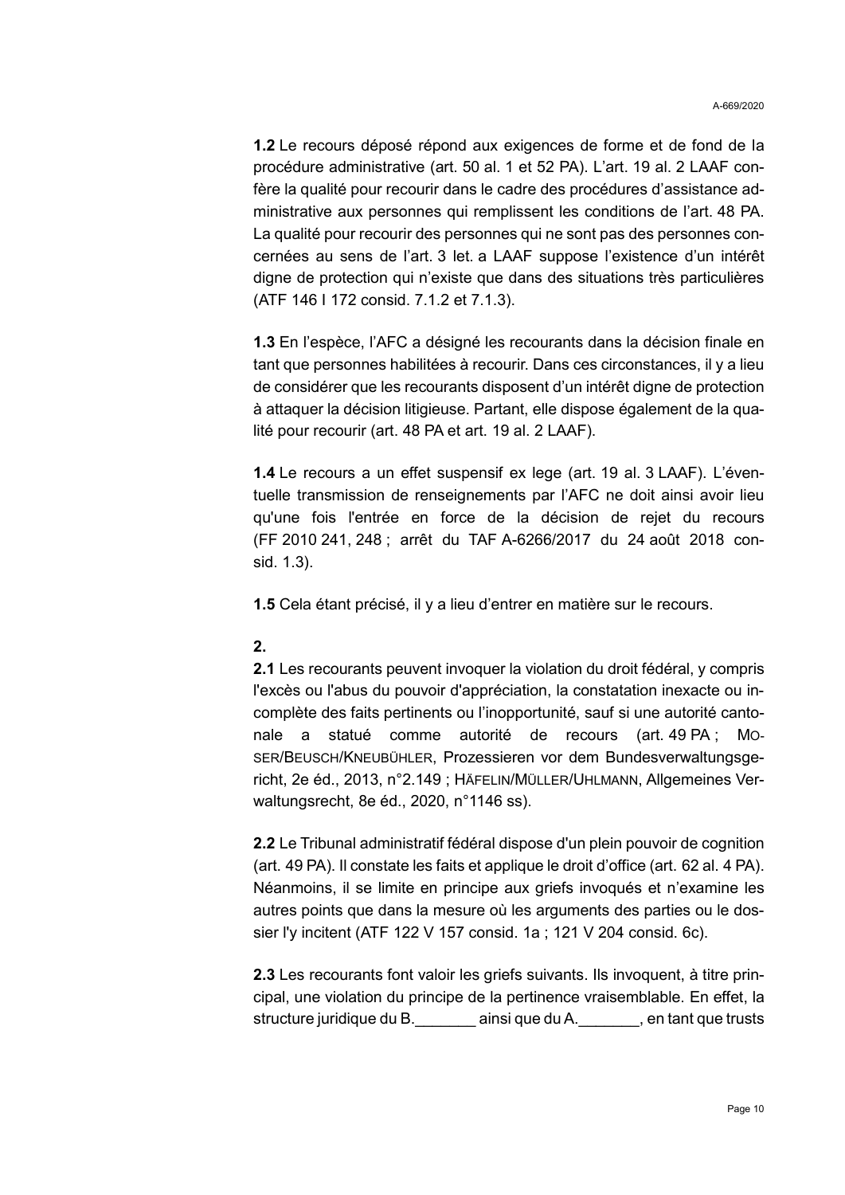**1.2** Le recours déposé répond aux exigences de forme et de fond de la procédure administrative (art. 50 al. 1 et 52 PA). L'art. 19 al. 2 LAAF confère la qualité pour recourir dans le cadre des procédures d'assistance administrative aux personnes qui remplissent les conditions de l'art. 48 PA. La qualité pour recourir des personnes qui ne sont pas des personnes concernées au sens de l'art. 3 let. a LAAF suppose l'existence d'un intérêt digne de protection qui n'existe que dans des situations très particulières (ATF 146 I 172 consid. 7.1.2 et 7.1.3).

**1.3** En l'espèce, l'AFC a désigné les recourants dans la décision finale en tant que personnes habilitées à recourir. Dans ces circonstances, il y a lieu de considérer que les recourants disposent d'un intérêt digne de protection à attaquer la décision litigieuse. Partant, elle dispose également de la qualité pour recourir (art. 48 PA et art. 19 al. 2 LAAF).

**1.4** Le recours a un effet suspensif ex lege (art. 19 al. 3 LAAF). L'éventuelle transmission de renseignements par l'AFC ne doit ainsi avoir lieu qu'une fois l'entrée en force de la décision de rejet du recours (FF 2010 241, 248 ; arrêt du TAF A-6266/2017 du 24 août 2018 consid. 1.3).

**1.5** Cela étant précisé, il y a lieu d'entrer en matière sur le recours.

**2.**

**2.1** Les recourants peuvent invoquer la violation du droit fédéral, y compris l'excès ou l'abus du pouvoir d'appréciation, la constatation inexacte ou incomplète des faits pertinents ou l'inopportunité, sauf si une autorité cantonale a statué comme autorité de recours (art. 49 PA ; MOSER/BEUSCH/KNEUBÜHLER, Prozessieren vor dem Bundesverwaltungsgericht, 2e éd., 2013, n°2.149 ; HÄFELIN/MÜLLER/UHLMANN, Allgemeines Verwaltungsrecht, 8e éd., 2020, n°1146 ss).

**2.2** Le Tribunal administratif fédéral dispose d'un plein pouvoir de cognition (art. 49 PA). Il constate les faits et applique le droit d'office (art. 62 al. 4 PA). Néanmoins, il se limite en principe aux griefs invoqués et n'examine les autres points que dans la mesure où les arguments des parties ou le dossier l'y incitent (ATF 122 V 157 consid. 1a ; 121 V 204 consid. 6c).

**2.3** Les recourants font valoir les griefs suivants. Ils invoquent, à titre principal, une violation du principe de la pertinence vraisemblable. En effet, la structure juridique du B._______ ainsi que du A._______, en tant que trusts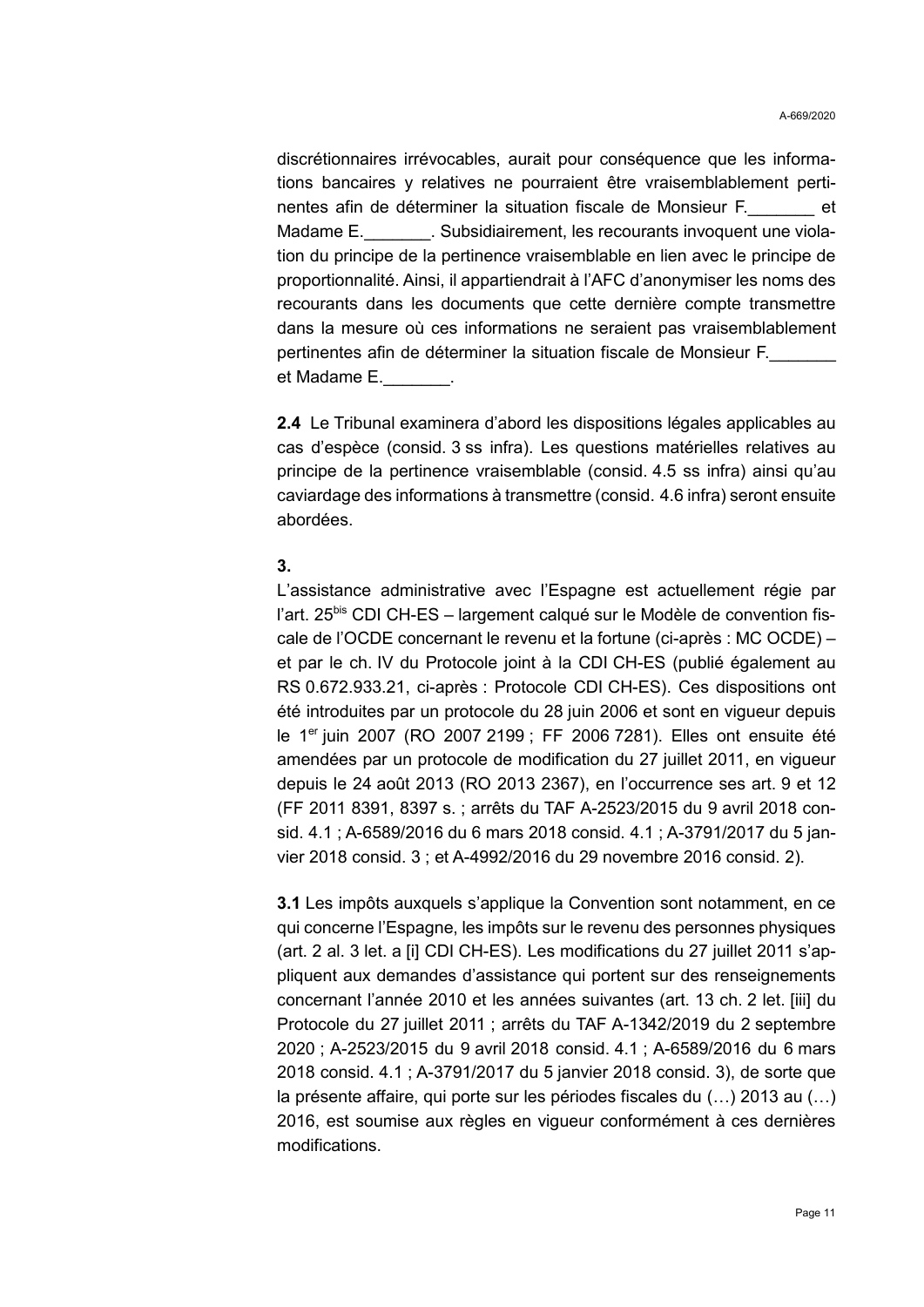discrétionnaires irrévocables, aurait pour conséquence que les informations bancaires y relatives ne pourraient être vraisemblablement pertinentes afin de déterminer la situation fiscale de Monsieur F._______ et Madame E._______. Subsidiairement, les recourants invoquent une violation du principe de la pertinence vraisemblable en lien avec le principe de proportionnalité. Ainsi, il appartiendrait à l'AFC d'anonymiser les noms des recourants dans les documents que cette dernière compte transmettre dans la mesure où ces informations ne seraient pas vraisemblablement pertinentes afin de déterminer la situation fiscale de Monsieur F._______ et Madame E._______.

**2.4** Le Tribunal examinera d'abord les dispositions légales applicables au cas d'espèce (consid. 3 ss infra). Les questions matérielles relatives au principe de la pertinence vraisemblable (consid. 4.5 ss infra) ainsi qu'au caviardage des informations à transmettre (consid. 4.6 infra) seront ensuite abordées.

**3.**

L'assistance administrative avec l'Espagne est actuellement régie par l'art. 25[bis] CDI CH-ES – largement calqué sur le Modèle de convention fiscale de l'OCDE concernant le revenu et la fortune (ci-après : MC OCDE) – et par le ch. IV du Protocole joint à la CDI CH-ES (publié également au RS 0.672.933.21, ci-après : Protocole CDI CH-ES). Ces dispositions ont été introduites par un protocole du 28 juin 2006 et sont en vigueur depuis le 1[er] juin 2007 (RO 2007 2199 ; FF 2006 7281). Elles ont ensuite été amendées par un protocole de modification du 27 juillet 2011, en vigueur depuis le 24 août 2013 (RO 2013 2367), en l'occurrence ses art. 9 et 12 (FF 2011 8391, 8397 s. ; arrêts du TAF A-2523/2015 du 9 avril 2018 consid. 4.1 ; A-6589/2016 du 6 mars 2018 consid. 4.1 ; A-3791/2017 du 5 janvier 2018 consid. 3 ; et A-4992/2016 du 29 novembre 2016 consid. 2).

**3.1** Les impôts auxquels s'applique la Convention sont notamment, en ce qui concerne l'Espagne, les impôts sur le revenu des personnes physiques (art. 2 al. 3 let. a [i] CDI CH-ES). Les modifications du 27 juillet 2011 s'appliquent aux demandes d'assistance qui portent sur des renseignements concernant l'année 2010 et les années suivantes (art. 13 ch. 2 let. [iii] du Protocole du 27 juillet 2011 ; arrêts du TAF A-1342/2019 du 2 septembre 2020 ; A-2523/2015 du 9 avril 2018 consid. 4.1 ; A-6589/2016 du 6 mars 2018 consid. 4.1 ; A-3791/2017 du 5 janvier 2018 consid. 3), de sorte que la présente affaire, qui porte sur les périodes fiscales du (…) 2013 au (…) 2016, est soumise aux règles en vigueur conformément à ces dernières modifications.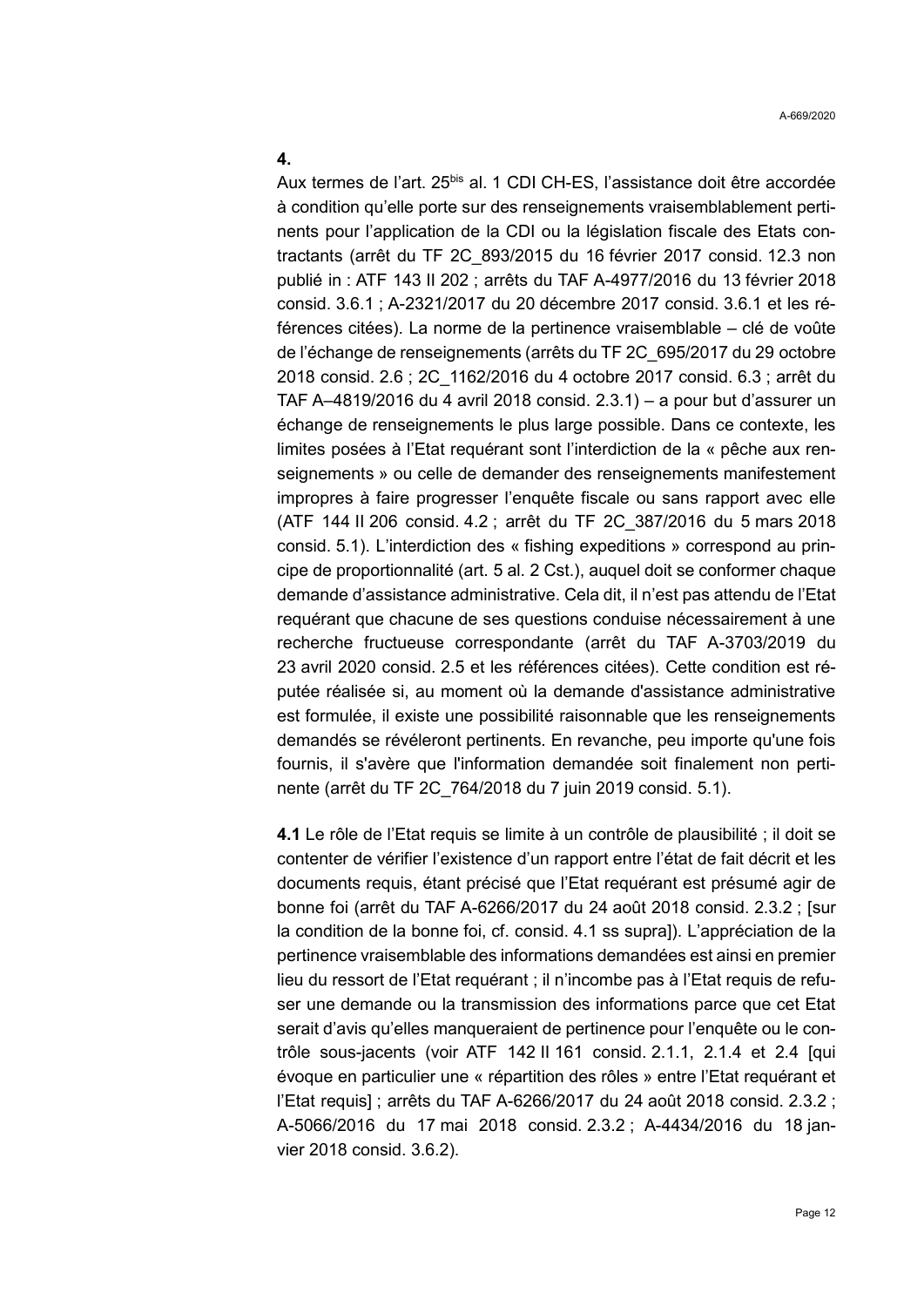**4.**

Aux termes de l'art. 25bis al. 1 CDI CH-ES, l'assistance doit être accordée à condition qu'elle porte sur des renseignements vraisemblablement pertinents pour l'application de la CDI ou la législation fiscale des Etats contractants (arrêt du TF 2C_893/2015 du 16 février 2017 consid. 12.3 non publié in : ATF 143 II 202 ; arrêts du TAF A-4977/2016 du 13 février 2018 consid. 3.6.1 ; A-2321/2017 du 20 décembre 2017 consid. 3.6.1 et les références citées). La norme de la pertinence vraisemblable – clé de voûte de l'échange de renseignements (arrêts du TF 2C_695/2017 du 29 octobre 2018 consid. 2.6 ; 2C_1162/2016 du 4 octobre 2017 consid. 6.3 ; arrêt du TAF A–4819/2016 du 4 avril 2018 consid. 2.3.1) – a pour but d'assurer un échange de renseignements le plus large possible. Dans ce contexte, les limites posées à l'Etat requérant sont l'interdiction de la « pêche aux renseignements » ou celle de demander des renseignements manifestement impropres à faire progresser l'enquête fiscale ou sans rapport avec elle (ATF 144 II 206 consid. 4.2 ; arrêt du TF 2C_387/2016 du 5 mars 2018 consid. 5.1). L'interdiction des « fishing expeditions » correspond au principe de proportionnalité (art. 5 al. 2 Cst.), auquel doit se conformer chaque demande d'assistance administrative. Cela dit, il n'est pas attendu de l'Etat requérant que chacune de ses questions conduise nécessairement à une recherche fructueuse correspondante (arrêt du TAF A-3703/2019 du 23 avril 2020 consid. 2.5 et les références citées). Cette condition est réputée réalisée si, au moment où la demande d'assistance administrative est formulée, il existe une possibilité raisonnable que les renseignements demandés se révéleront pertinents. En revanche, peu importe qu'une fois fournis, il s'avère que l'information demandée soit finalement non pertinente (arrêt du TF 2C_764/2018 du 7 juin 2019 consid. 5.1).

**4.1** Le rôle de l'Etat requis se limite à un contrôle de plausibilité ; il doit se contenter de vérifier l'existence d'un rapport entre l'état de fait décrit et les documents requis, étant précisé que l'Etat requérant est présumé agir de bonne foi (arrêt du TAF A-6266/2017 du 24 août 2018 consid. 2.3.2 ; [sur la condition de la bonne foi, cf. consid. 4.1 ss supra]). L'appréciation de la pertinence vraisemblable des informations demandées est ainsi en premier lieu du ressort de l'Etat requérant ; il n'incombe pas à l'Etat requis de refuser une demande ou la transmission des informations parce que cet Etat serait d'avis qu'elles manqueraient de pertinence pour l'enquête ou le contrôle sous-jacents (voir ATF 142 II 161 consid. 2.1.1, 2.1.4 et 2.4 [qui évoque en particulier une « répartition des rôles » entre l'Etat requérant et l'Etat requis] ; arrêts du TAF A-6266/2017 du 24 août 2018 consid. 2.3.2 ; A-5066/2016 du 17 mai 2018 consid. 2.3.2 ; A-4434/2016 du 18 janvier 2018 consid. 3.6.2).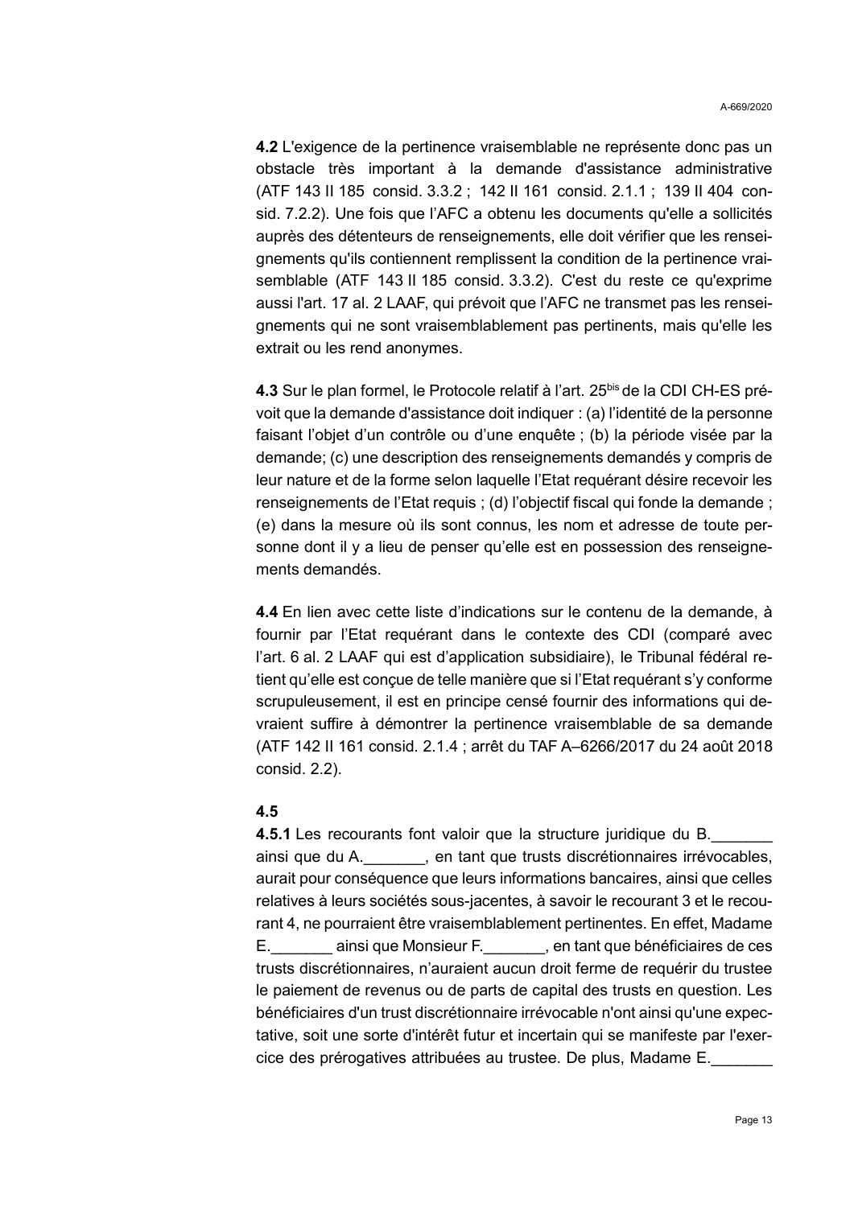**4.2** L'exigence de la pertinence vraisemblable ne représente donc pas un obstacle très important à la demande d'assistance administrative (ATF 143 II 185 consid. 3.3.2 ; 142 II 161 consid. 2.1.1 ; 139 II 404 consid. 7.2.2). Une fois que l'AFC a obtenu les documents qu'elle a sollicités auprès des détenteurs de renseignements, elle doit vérifier que les renseignements qu'ils contiennent remplissent la condition de la pertinence vraisemblable (ATF 143 II 185 consid. 3.3.2). C'est du reste ce qu'exprime aussi l'art. 17 al. 2 LAAF, qui prévoit que l'AFC ne transmet pas les renseignements qui ne sont vraisemblablement pas pertinents, mais qu'elle les extrait ou les rend anonymes.

**4.3** Sur le plan formel, le Protocole relatif à l'art. 25bis de la CDI CH-ES prévoit que la demande d'assistance doit indiquer : (a) l'identité de la personne faisant l'objet d'un contrôle ou d'une enquête ; (b) la période visée par la demande; (c) une description des renseignements demandés y compris de leur nature et de la forme selon laquelle l'Etat requérant désire recevoir les renseignements de l'Etat requis ; (d) l'objectif fiscal qui fonde la demande ; (e) dans la mesure où ils sont connus, les nom et adresse de toute personne dont il y a lieu de penser qu'elle est en possession des renseignements demandés.

**4.4** En lien avec cette liste d'indications sur le contenu de la demande, à fournir par l'Etat requérant dans le contexte des CDI (comparé avec l'art. 6 al. 2 LAAF qui est d'application subsidiaire), le Tribunal fédéral retient qu'elle est conçue de telle manière que si l'Etat requérant s'y conforme scrupuleusement, il est en principe censé fournir des informations qui devraient suffire à démontrer la pertinence vraisemblable de sa demande (ATF 142 II 161 consid. 2.1.4 ; arrêt du TAF A–6266/2017 du 24 août 2018 consid. 2.2).

**4.5**

**4.5.1** Les recourants font valoir que la structure juridique du B._______ ainsi que du A._______, en tant que trusts discrétionnaires irrévocables, aurait pour conséquence que leurs informations bancaires, ainsi que celles relatives à leurs sociétés sous-jacentes, à savoir le recourant 3 et le recourant 4, ne pourraient être vraisemblablement pertinentes. En effet, Madame E._______ ainsi que Monsieur F._______, en tant que bénéficiaires de ces trusts discrétionnaires, n'auraient aucun droit ferme de requérir du trustee le paiement de revenus ou de parts de capital des trusts en question. Les bénéficiaires d'un trust discrétionnaire irrévocable n'ont ainsi qu'une expectative, soit une sorte d'intérêt futur et incertain qui se manifeste par l'exercice des prérogatives attribuées au trustee. De plus, Madame E._______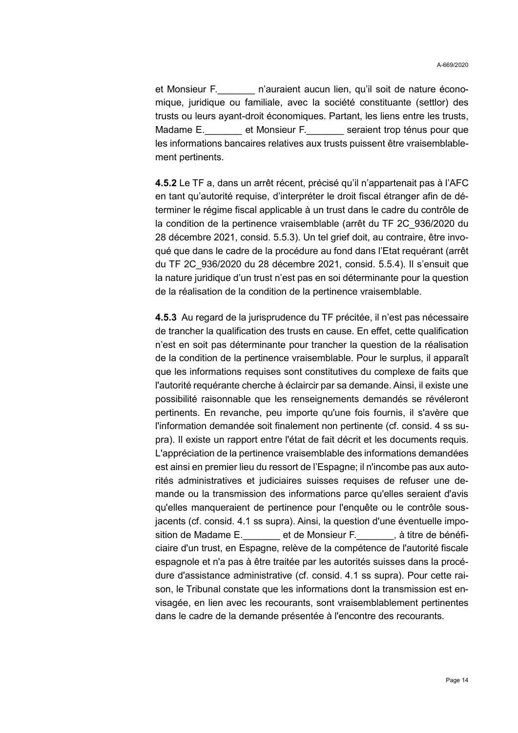et Monsieur F._______ n'auraient aucun lien, qu'il soit de nature économique, juridique ou familiale, avec la société constituante (settlor) des trusts ou leurs ayant-droit économiques. Partant, les liens entre les trusts, Madame E._______ et Monsieur F._______ seraient trop ténus pour que les informations bancaires relatives aux trusts puissent être vraisemblablement pertinents.

**4.5.2** Le TF a, dans un arrêt récent, précisé qu'il n'appartenait pas à l'AFC en tant qu'autorité requise, d'interpréter le droit fiscal étranger afin de déterminer le régime fiscal applicable à un trust dans le cadre du contrôle de la condition de la pertinence vraisemblable (arrêt du TF 2C_936/2020 du 28 décembre 2021, consid. 5.5.3). Un tel grief doit, au contraire, être invoqué que dans le cadre de la procédure au fond dans l'Etat requérant (arrêt du TF 2C_936/2020 du 28 décembre 2021, consid. 5.5.4). Il s'ensuit que la nature juridique d'un trust n'est pas en soi déterminante pour la question de la réalisation de la condition de la pertinence vraisemblable.

**4.5.3** Au regard de la jurisprudence du TF précitée, il n'est pas nécessaire de trancher la qualification des trusts en cause. En effet, cette qualification n'est en soit pas déterminante pour trancher la question de la réalisation de la condition de la pertinence vraisemblable. Pour le surplus, il apparaît que les informations requises sont constitutives du complexe de faits que l'autorité requérante cherche à éclaircir par sa demande. Ainsi, il existe une possibilité raisonnable que les renseignements demandés se révéleront pertinents. En revanche, peu importe qu'une fois fournis, il s'avère que l'information demandée soit finalement non pertinente (cf. consid. 4 ss supra). Il existe un rapport entre l'état de fait décrit et les documents requis. L'appréciation de la pertinence vraisemblable des informations demandées est ainsi en premier lieu du ressort de l'Espagne; il n'incombe pas aux autorités administratives et judiciaires suisses requises de refuser une demande ou la transmission des informations parce qu'elles seraient d'avis qu'elles manqueraient de pertinence pour l'enquête ou le contrôle sous-jacents (cf. consid. 4.1 ss supra). Ainsi, la question d'une éventuelle imposition de Madame E._______ et de Monsieur F._______, à titre de bénéficiaire d'un trust, en Espagne, relève de la compétence de l'autorité fiscale espagnole et n'a pas à être traitée par les autorités suisses dans la procédure d'assistance administrative (cf. consid. 4.1 ss supra). Pour cette raison, le Tribunal constate que les informations dont la transmission est envisagée, en lien avec les recourants, sont vraisemblablement pertinentes dans le cadre de la demande présentée à l'encontre des recourants.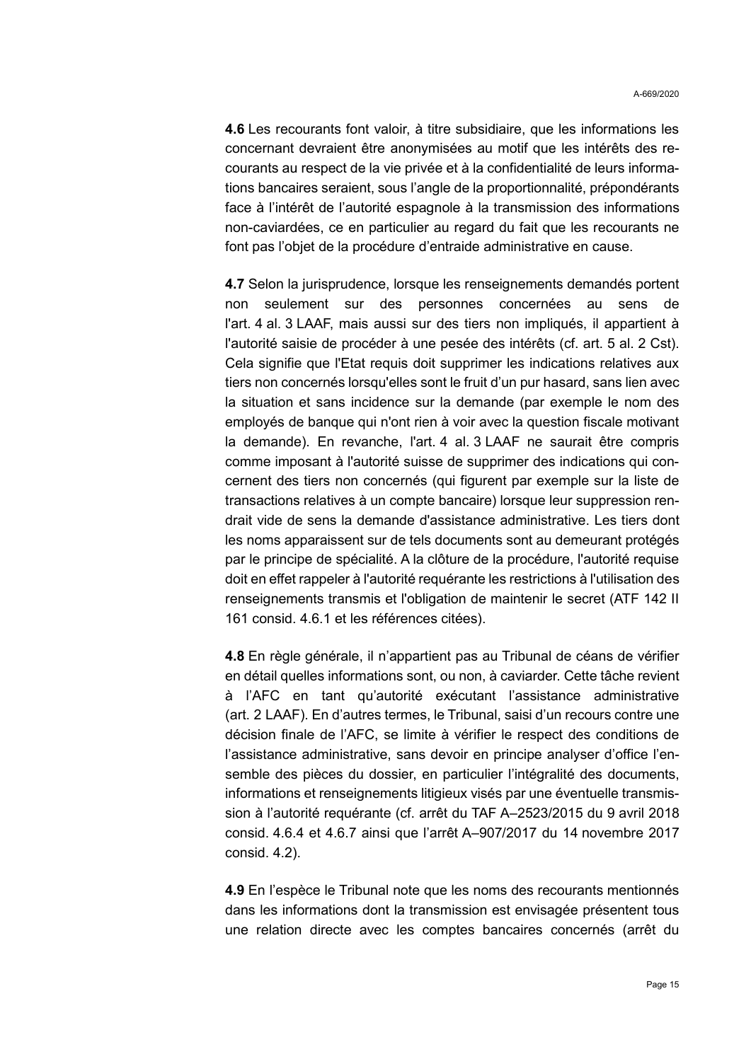**4.6** Les recourants font valoir, à titre subsidiaire, que les informations les concernant devraient être anonymisées au motif que les intérêts des recourants au respect de la vie privée et à la confidentialité de leurs informations bancaires seraient, sous l'angle de la proportionnalité, prépondérants face à l'intérêt de l'autorité espagnole à la transmission des informations non-caviardées, ce en particulier au regard du fait que les recourants ne font pas l'objet de la procédure d'entraide administrative en cause.

**4.7** Selon la jurisprudence, lorsque les renseignements demandés portent non seulement sur des personnes concernées au sens de l'art. 4 al. 3 LAAF, mais aussi sur des tiers non impliqués, il appartient à l'autorité saisie de procéder à une pesée des intérêts (cf. art. 5 al. 2 Cst). Cela signifie que l'Etat requis doit supprimer les indications relatives aux tiers non concernés lorsqu'elles sont le fruit d'un pur hasard, sans lien avec la situation et sans incidence sur la demande (par exemple le nom des employés de banque qui n'ont rien à voir avec la question fiscale motivant la demande). En revanche, l'art. 4 al. 3 LAAF ne saurait être compris comme imposant à l'autorité suisse de supprimer des indications qui concernent des tiers non concernés (qui figurent par exemple sur la liste de transactions relatives à un compte bancaire) lorsque leur suppression rendrait vide de sens la demande d'assistance administrative. Les tiers dont les noms apparaissent sur de tels documents sont au demeurant protégés par le principe de spécialité. A la clôture de la procédure, l'autorité requise doit en effet rappeler à l'autorité requérante les restrictions à l'utilisation des renseignements transmis et l'obligation de maintenir le secret (ATF 142 II 161 consid. 4.6.1 et les références citées).

**4.8** En règle générale, il n'appartient pas au Tribunal de céans de vérifier en détail quelles informations sont, ou non, à caviarder. Cette tâche revient à l'AFC en tant qu'autorité exécutant l'assistance administrative (art. 2 LAAF). En d'autres termes, le Tribunal, saisi d'un recours contre une décision finale de l'AFC, se limite à vérifier le respect des conditions de l'assistance administrative, sans devoir en principe analyser d'office l'ensemble des pièces du dossier, en particulier l'intégralité des documents, informations et renseignements litigieux visés par une éventuelle transmission à l'autorité requérante (cf. arrêt du TAF A–2523/2015 du 9 avril 2018 consid. 4.6.4 et 4.6.7 ainsi que l'arrêt A–907/2017 du 14 novembre 2017 consid. 4.2).

**4.9** En l'espèce le Tribunal note que les noms des recourants mentionnés dans les informations dont la transmission est envisagée présentent tous une relation directe avec les comptes bancaires concernés (arrêt du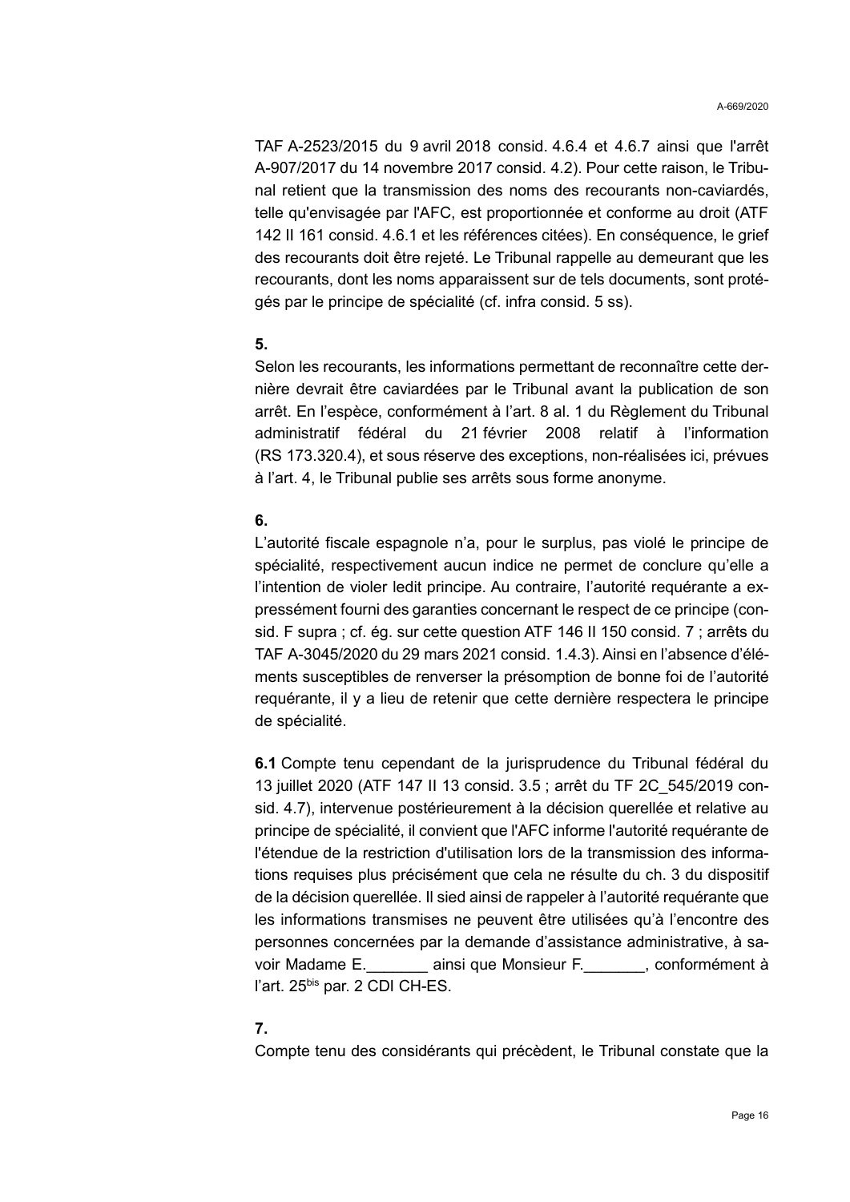TAF A-2523/2015 du 9 avril 2018 consid. 4.6.4 et 4.6.7 ainsi que l'arrêt A-907/2017 du 14 novembre 2017 consid. 4.2). Pour cette raison, le Tribunal retient que la transmission des noms des recourants non-caviardés, telle qu'envisagée par l'AFC, est proportionnée et conforme au droit (ATF 142 II 161 consid. 4.6.1 et les références citées). En conséquence, le grief des recourants doit être rejeté. Le Tribunal rappelle au demeurant que les recourants, dont les noms apparaissent sur de tels documents, sont protégés par le principe de spécialité (cf. infra consid. 5 ss).

**5.**

Selon les recourants, les informations permettant de reconnaître cette dernière devrait être caviardées par le Tribunal avant la publication de son arrêt. En l'espèce, conformément à l'art. 8 al. 1 du Règlement du Tribunal administratif fédéral du 21 février 2008 relatif à l'information (RS 173.320.4), et sous réserve des exceptions, non-réalisées ici, prévues à l'art. 4, le Tribunal publie ses arrêts sous forme anonyme.

**6.**

L'autorité fiscale espagnole n'a, pour le surplus, pas violé le principe de spécialité, respectivement aucun indice ne permet de conclure qu'elle a l'intention de violer ledit principe. Au contraire, l'autorité requérante a expressément fourni des garanties concernant le respect de ce principe (consid. F supra ; cf. ég. sur cette question ATF 146 II 150 consid. 7 ; arrêts du TAF A-3045/2020 du 29 mars 2021 consid. 1.4.3). Ainsi en l'absence d'éléments susceptibles de renverser la présomption de bonne foi de l'autorité requérante, il y a lieu de retenir que cette dernière respectera le principe de spécialité.

**6.1** Compte tenu cependant de la jurisprudence du Tribunal fédéral du 13 juillet 2020 (ATF 147 II 13 consid. 3.5 ; arrêt du TF 2C_545/2019 consid. 4.7), intervenue postérieurement à la décision querellée et relative au principe de spécialité, il convient que l'AFC informe l'autorité requérante de l'étendue de la restriction d'utilisation lors de la transmission des informations requises plus précisément que cela ne résulte du ch. 3 du dispositif de la décision querellée. Il sied ainsi de rappeler à l'autorité requérante que les informations transmises ne peuvent être utilisées qu'à l'encontre des personnes concernées par la demande d'assistance administrative, à savoir Madame E._______ ainsi que Monsieur F._______, conformément à l'art. 25bis par. 2 CDI CH-ES.

**7.**

Compte tenu des considérants qui précèdent, le Tribunal constate que la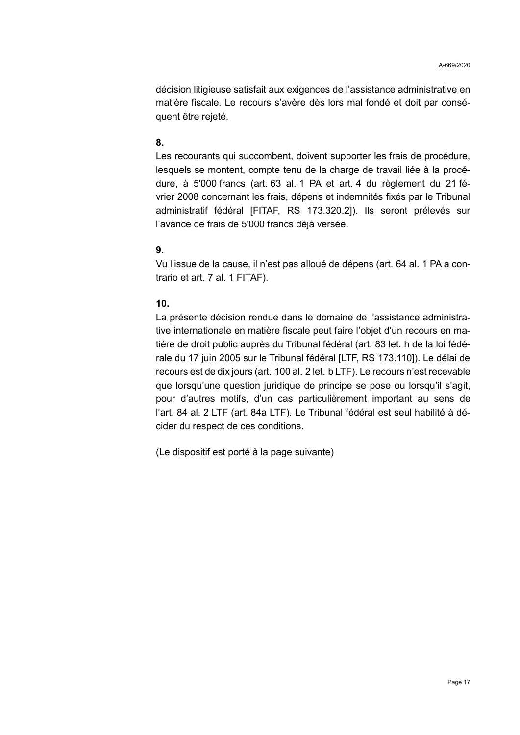décision litigieuse satisfait aux exigences de l'assistance administrative en matière fiscale. Le recours s'avère dès lors mal fondé et doit par conséquent être rejeté.

**8.**

Les recourants qui succombent, doivent supporter les frais de procédure, lesquels se montent, compte tenu de la charge de travail liée à la procédure, à 5'000 francs (art. 63 al. 1 PA et art. 4 du règlement du 21 février 2008 concernant les frais, dépens et indemnités fixés par le Tribunal administratif fédéral [FITAF, RS 173.320.2]). Ils seront prélevés sur l'avance de frais de 5'000 francs déjà versée.

**9.**

Vu l'issue de la cause, il n'est pas alloué de dépens (art. 64 al. 1 PA a contrario et art. 7 al. 1 FITAF).

**10.**

La présente décision rendue dans le domaine de l'assistance administrative internationale en matière fiscale peut faire l'objet d'un recours en matière de droit public auprès du Tribunal fédéral (art. 83 let. h de la loi fédérale du 17 juin 2005 sur le Tribunal fédéral [LTF, RS 173.110]). Le délai de recours est de dix jours (art. 100 al. 2 let. b LTF). Le recours n'est recevable que lorsqu'une question juridique de principe se pose ou lorsqu'il s'agit, pour d'autres motifs, d'un cas particulièrement important au sens de l'art. 84 al. 2 LTF (art. 84a LTF). Le Tribunal fédéral est seul habilité à décider du respect de ces conditions.

(Le dispositif est porté à la page suivante)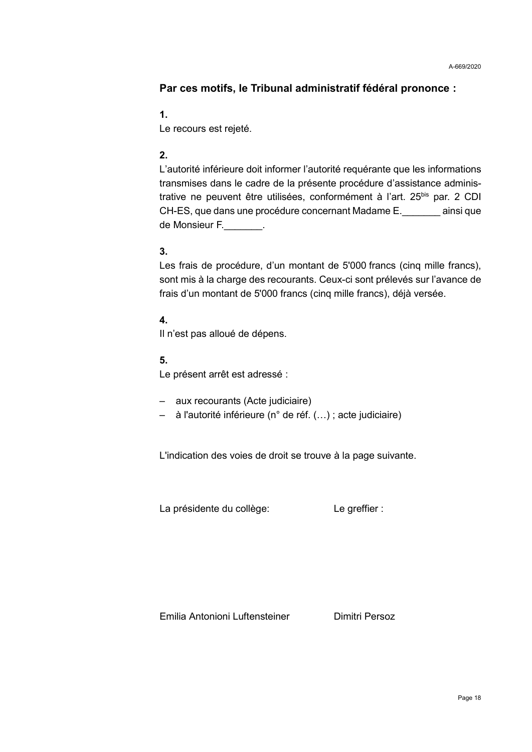**Par ces motifs, le Tribunal administratif fédéral prononce :**

**1.**
Le recours est rejeté.

**2.**
L'autorité inférieure doit informer l'autorité requérante que les informations transmises dans le cadre de la présente procédure d'assistance administrative ne peuvent être utilisées, conformément à l'art. 25$^{bis}$ par. 2 CDI CH-ES, que dans une procédure concernant Madame E._______ ainsi que de Monsieur F._______.

**3.**
Les frais de procédure, d'un montant de 5'000 francs (cinq mille francs), sont mis à la charge des recourants. Ceux-ci sont prélevés sur l'avance de frais d'un montant de 5'000 francs (cinq mille francs), déjà versée.

**4.**
Il n'est pas alloué de dépens.

**5.**
Le présent arrêt est adressé :

– aux recourants (Acte judiciaire)
– à l'autorité inférieure (n° de réf. (…) ; acte judiciaire)

L'indication des voies de droit se trouve à la page suivante.

| La présidente du collège: | Le greffier : |
|---|---|
| Emilia Antonioni Luftensteiner | Dimitri Persoz |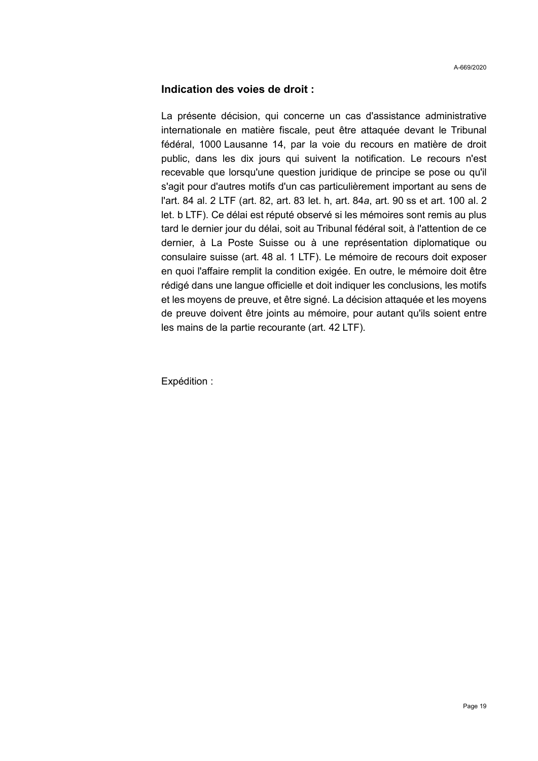**Indication des voies de droit :**

La présente décision, qui concerne un cas d'assistance administrative internationale en matière fiscale, peut être attaquée devant le Tribunal fédéral, 1000 Lausanne 14, par la voie du recours en matière de droit public, dans les dix jours qui suivent la notification. Le recours n'est recevable que lorsqu'une question juridique de principe se pose ou qu'il s'agit pour d'autres motifs d'un cas particulièrement important au sens de l'art. 84 al. 2 LTF (art. 82, art. 83 let. h, art. 84*a*, art. 90 ss et art. 100 al. 2 let. b LTF). Ce délai est réputé observé si les mémoires sont remis au plus tard le dernier jour du délai, soit au Tribunal fédéral soit, à l'attention de ce dernier, à La Poste Suisse ou à une représentation diplomatique ou consulaire suisse (art. 48 al. 1 LTF). Le mémoire de recours doit exposer en quoi l'affaire remplit la condition exigée. En outre, le mémoire doit être rédigé dans une langue officielle et doit indiquer les conclusions, les motifs et les moyens de preuve, et être signé. La décision attaquée et les moyens de preuve doivent être joints au mémoire, pour autant qu'ils soient entre les mains de la partie recourante (art. 42 LTF).

Expédition :